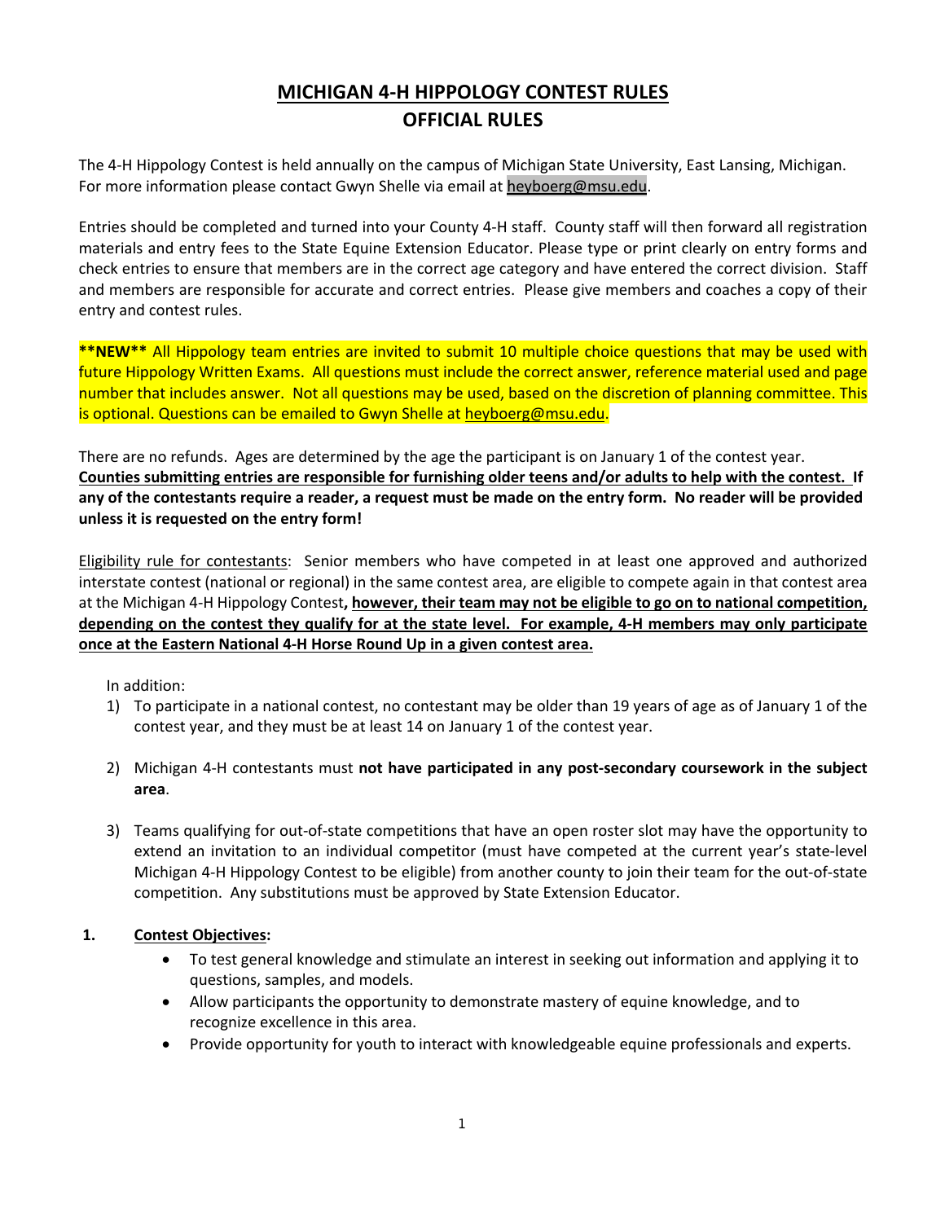# MICHIGAN 4-H HIPPOLOGY CONTEST RULES

## OFFICIAL RULES

The 4-H Hippology Contest is held annually on the campus of Michigan State University, East Lansing, Michigan. For more information please contact Gwyn Shelle via email at heyboerg@msu.edu.

Entries should be completed and turned into your County 4-H staff. County staff will then forward all registration materials and entry fees to the State Equine Extension Educator. Please type or print clearly on entry forms and check entries to ensure that members are in the correct age category and have entered the correct division. Staff and members are responsible for accurate and correct entries. Please give members and coaches a copy of their entry and contest rules.

**\*\*NEW\*\*** All Hippology team entries are invited to submit 10 multiple choice questions that may be used with future Hippology Written Exams. All questions must include the correct answer, reference material used and page number that includes answer. Not all questions may be used, based on the discretion of planning committee. This is optional. Questions can be emailed to Gwyn Shelle at heyboerg@msu.edu.

There are no refunds. Ages are determined by the age the participant is on January 1 of the contest year. **Counties submitting entries are responsible for furnishing older teens and/or adults to help with the contest. If any of the contestants require a reader, a request must be made on the entry form. No reader will be provided unless it is requested on the entry form!**

Eligibility rule for contestants: Senior members who have competed in at least one approved and authorized interstate contest (national or regional) in the same contest area, are eligible to compete again in that contest area at the Michigan 4-H Hippology Contest**, however, their team may not be eligible to go on to national competition, depending on the contest they qualify for at the state level. For example, 4-H members may only participate once at the Eastern National 4-H Horse Round Up in a given contest area.**

In addition:

1) To participate in a national contest, no contestant may be older than 19 years of age as of January 1 of the contest year, and they must be at least 14 on January 1 of the contest year.
2) Michigan 4-H contestants must **not have participated in any post-secondary coursework in the subject area**.
3) Teams qualifying for out-of-state competitions that have an open roster slot may have the opportunity to extend an invitation to an individual competitor (must have competed at the current year's state-level Michigan 4-H Hippology Contest to be eligible) from another county to join their team for the out-of-state competition. Any substitutions must be approved by State Extension Educator.

**1. Contest Objectives:**

- To test general knowledge and stimulate an interest in seeking out information and applying it to questions, samples, and models.
- Allow participants the opportunity to demonstrate mastery of equine knowledge, and to recognize excellence in this area.
- Provide opportunity for youth to interact with knowledgeable equine professionals and experts.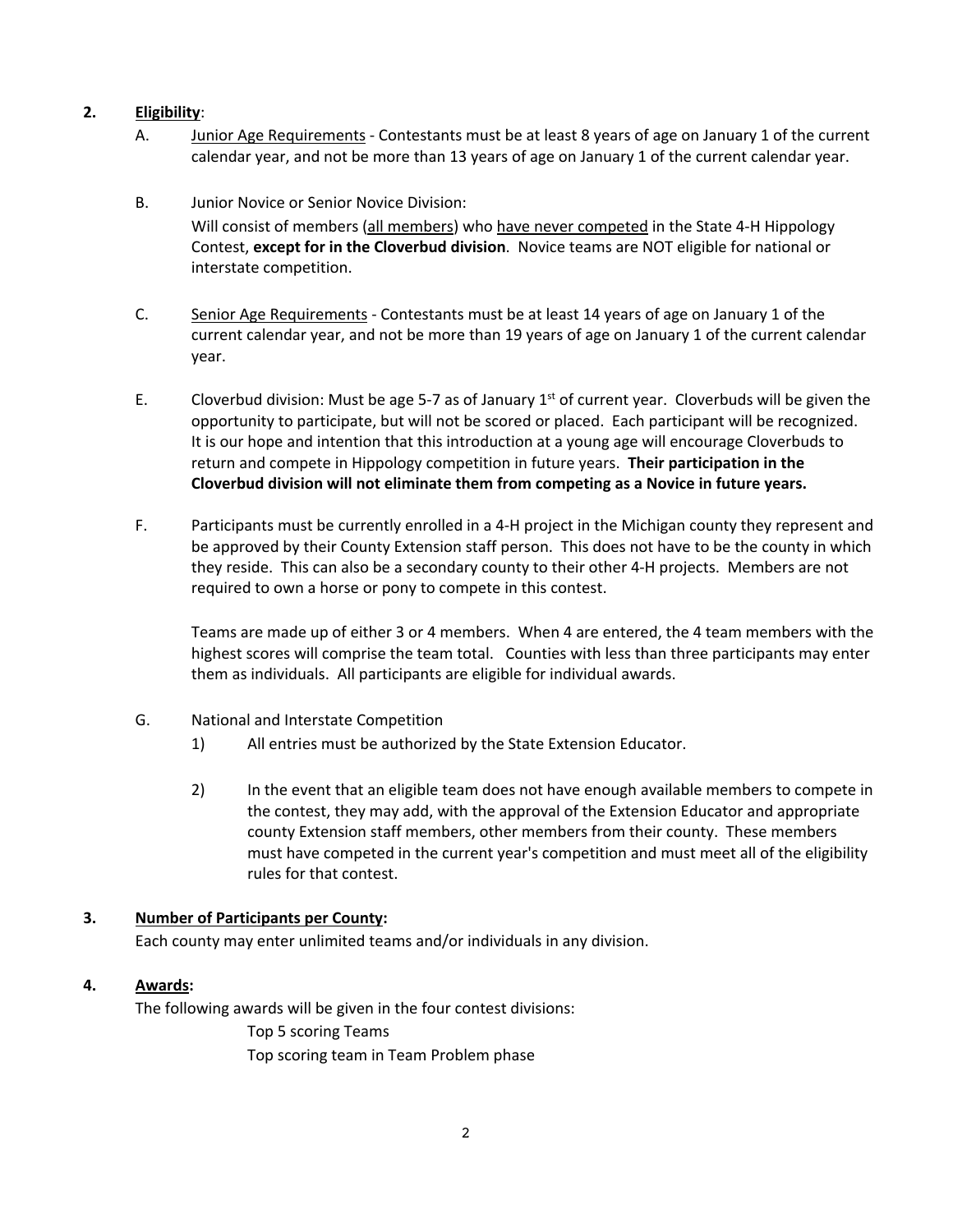**2. Eligibility**:

A. Junior Age Requirements - Contestants must be at least 8 years of age on January 1 of the current calendar year, and not be more than 13 years of age on January 1 of the current calendar year.

B. Junior Novice or Senior Novice Division:
Will consist of members (all members) who have never competed in the State 4-H Hippology Contest, **except for in the Cloverbud division**. Novice teams are NOT eligible for national or interstate competition.

C. Senior Age Requirements - Contestants must be at least 14 years of age on January 1 of the current calendar year, and not be more than 19 years of age on January 1 of the current calendar year.

E. Cloverbud division: Must be age 5-7 as of January 1st of current year. Cloverbuds will be given the opportunity to participate, but will not be scored or placed. Each participant will be recognized. It is our hope and intention that this introduction at a young age will encourage Cloverbuds to return and compete in Hippology competition in future years. **Their participation in the Cloverbud division will not eliminate them from competing as a Novice in future years.**

F. Participants must be currently enrolled in a 4-H project in the Michigan county they represent and be approved by their County Extension staff person. This does not have to be the county in which they reside. This can also be a secondary county to their other 4-H projects. Members are not required to own a horse or pony to compete in this contest.

Teams are made up of either 3 or 4 members. When 4 are entered, the 4 team members with the highest scores will comprise the team total. Counties with less than three participants may enter them as individuals. All participants are eligible for individual awards.

G. National and Interstate Competition

1) All entries must be authorized by the State Extension Educator.

2) In the event that an eligible team does not have enough available members to compete in the contest, they may add, with the approval of the Extension Educator and appropriate county Extension staff members, other members from their county. These members must have competed in the current year's competition and must meet all of the eligibility rules for that contest.

**3. Number of Participants per County:**

Each county may enter unlimited teams and/or individuals in any division.

**4. Awards:**

The following awards will be given in the four contest divisions:

Top 5 scoring Teams
Top scoring team in Team Problem phase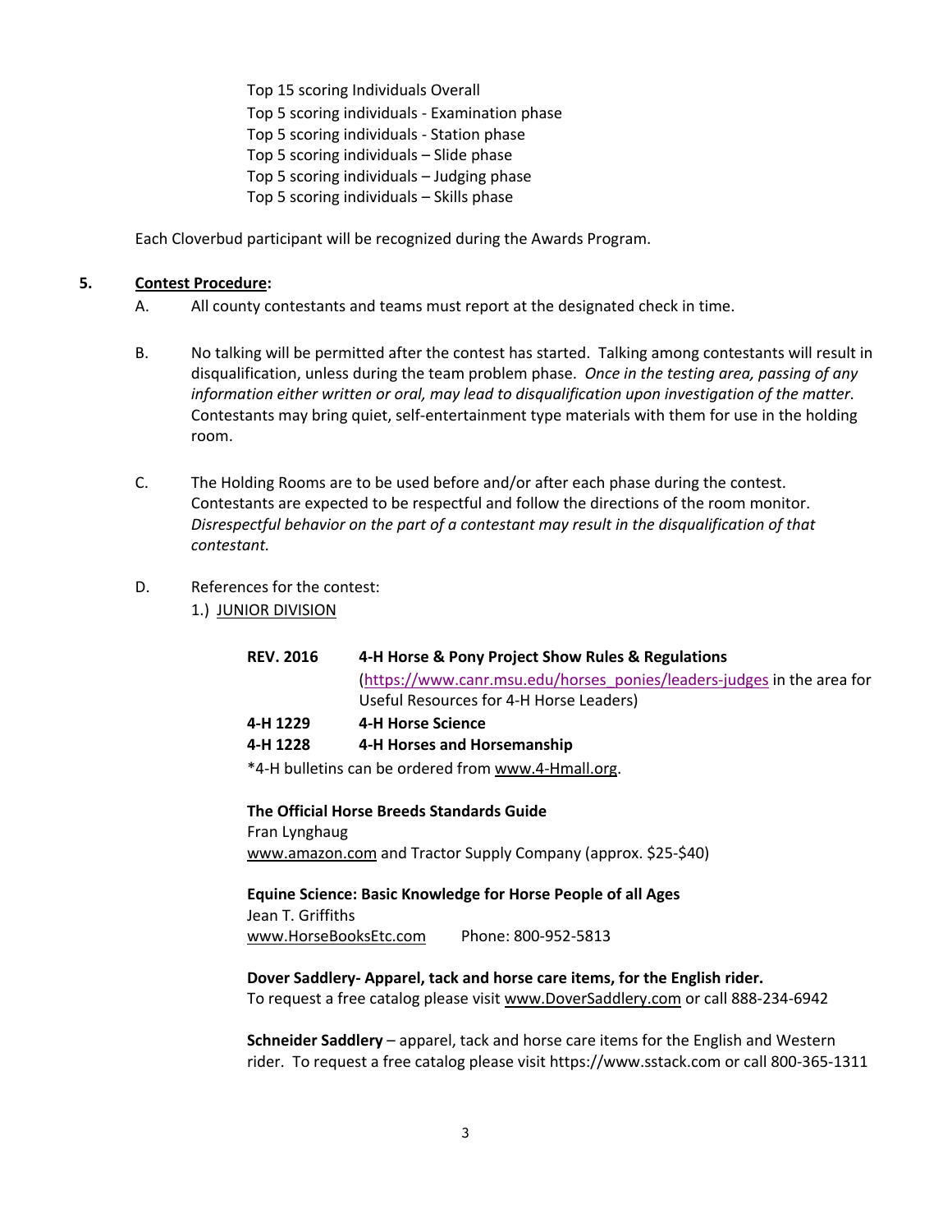Top 15 scoring Individuals Overall
Top 5 scoring individuals - Examination phase
Top 5 scoring individuals - Station phase
Top 5 scoring individuals – Slide phase
Top 5 scoring individuals – Judging phase
Top 5 scoring individuals – Skills phase

Each Cloverbud participant will be recognized during the Awards Program.

## 5. Contest Procedure:

A. All county contestants and teams must report at the designated check in time.

B. No talking will be permitted after the contest has started. Talking among contestants will result in disqualification, unless during the team problem phase. *Once in the testing area, passing of any information either written or oral, may lead to disqualification upon investigation of the matter.* Contestants may bring quiet, self-entertainment type materials with them for use in the holding room.

C. The Holding Rooms are to be used before and/or after each phase during the contest. Contestants are expected to be respectful and follow the directions of the room monitor. *Disrespectful behavior on the part of a contestant may result in the disqualification of that contestant.*

D. References for the contest:

1.) JUNIOR DIVISION

**REV. 2016** **4-H Horse & Pony Project Show Rules & Regulations**
(https://www.canr.msu.edu/horses_ponies/leaders-judges in the area for Useful Resources for 4-H Horse Leaders)

**4-H 1229** **4-H Horse Science**

**4-H 1228** **4-H Horses and Horsemanship**

*4-H bulletins can be ordered from www.4-Hmall.org.

**The Official Horse Breeds Standards Guide**
Fran Lynghaug
www.amazon.com and Tractor Supply Company (approx. $25-$40)

**Equine Science: Basic Knowledge for Horse People of all Ages**
Jean T. Griffiths
www.HorseBooksEtc.com Phone: 800-952-5813

**Dover Saddlery- Apparel, tack and horse care items, for the English rider.**
To request a free catalog please visit www.DoverSaddlery.com or call 888-234-6942

**Schneider Saddlery** – apparel, tack and horse care items for the English and Western rider. To request a free catalog please visit https://www.sstack.com or call 800-365-1311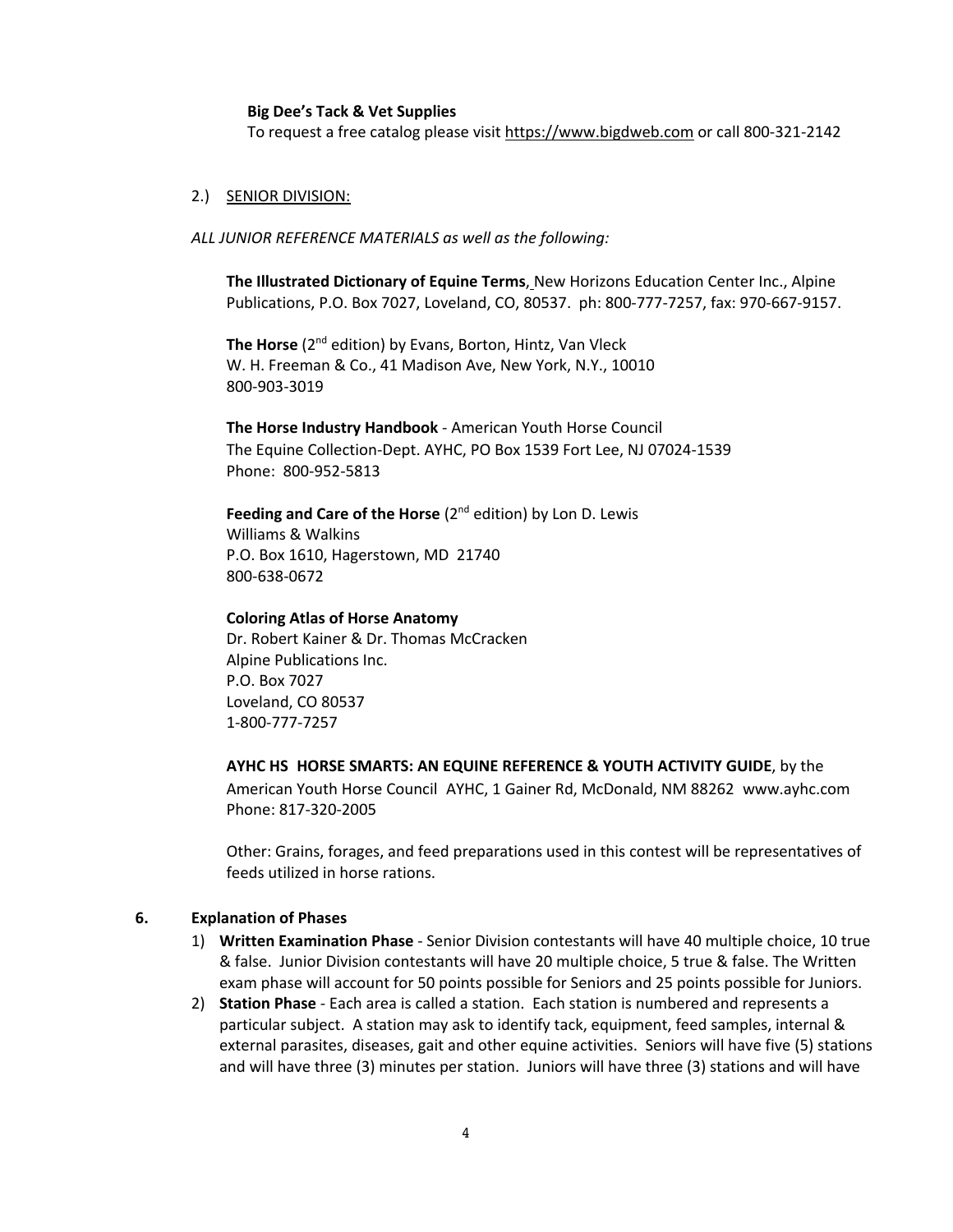**Big Dee's Tack & Vet Supplies**
To request a free catalog please visit https://www.bigdweb.com or call 800-321-2142

2.) SENIOR DIVISION:

*ALL JUNIOR REFERENCE MATERIALS as well as the following:*

**The Illustrated Dictionary of Equine Terms**, New Horizons Education Center Inc., Alpine Publications, P.O. Box 7027, Loveland, CO, 80537. ph: 800-777-7257, fax: 970-667-9157.

**The Horse** (2nd edition) by Evans, Borton, Hintz, Van Vleck
W. H. Freeman & Co., 41 Madison Ave, New York, N.Y., 10010
800-903-3019

**The Horse Industry Handbook** - American Youth Horse Council
The Equine Collection-Dept. AYHC, PO Box 1539 Fort Lee, NJ 07024-1539
Phone: 800-952-5813

**Feeding and Care of the Horse** (2nd edition) by Lon D. Lewis
Williams & Walkins
P.O. Box 1610, Hagerstown, MD 21740
800-638-0672

**Coloring Atlas of Horse Anatomy**
Dr. Robert Kainer & Dr. Thomas McCracken
Alpine Publications Inc.
P.O. Box 7027
Loveland, CO 80537
1-800-777-7257

**AYHC HS HORSE SMARTS: AN EQUINE REFERENCE & YOUTH ACTIVITY GUIDE**, by the American Youth Horse Council AYHC, 1 Gainer Rd, McDonald, NM 88262 www.ayhc.com
Phone: 817-320-2005

Other: Grains, forages, and feed preparations used in this contest will be representatives of feeds utilized in horse rations.

## 6. Explanation of Phases

1) **Written Examination Phase** - Senior Division contestants will have 40 multiple choice, 10 true & false. Junior Division contestants will have 20 multiple choice, 5 true & false. The Written exam phase will account for 50 points possible for Seniors and 25 points possible for Juniors.
2) **Station Phase** - Each area is called a station. Each station is numbered and represents a particular subject. A station may ask to identify tack, equipment, feed samples, internal & external parasites, diseases, gait and other equine activities. Seniors will have five (5) stations and will have three (3) minutes per station. Juniors will have three (3) stations and will have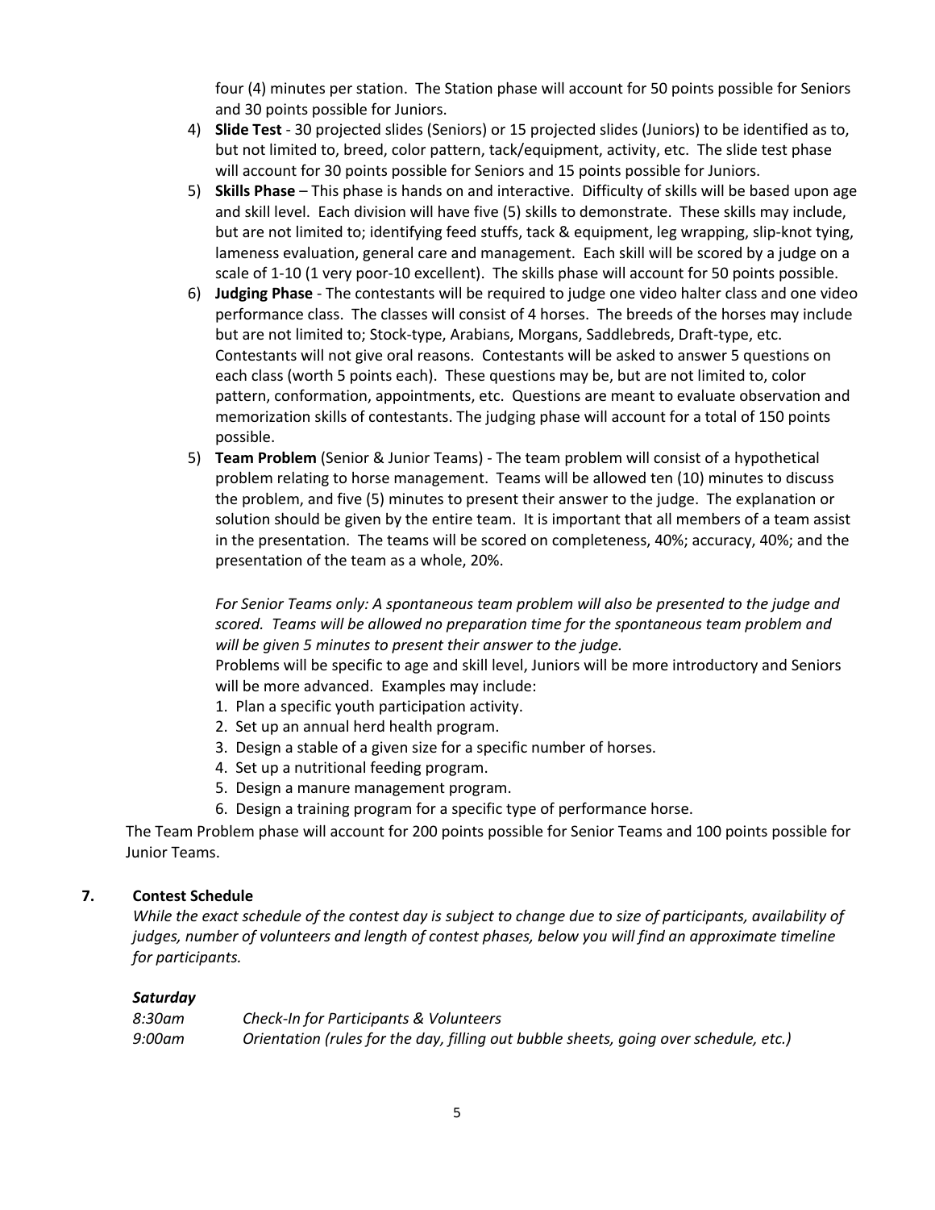four (4) minutes per station. The Station phase will account for 50 points possible for Seniors and 30 points possible for Juniors.

4) **Slide Test** - 30 projected slides (Seniors) or 15 projected slides (Juniors) to be identified as to, but not limited to, breed, color pattern, tack/equipment, activity, etc. The slide test phase will account for 30 points possible for Seniors and 15 points possible for Juniors.
5) **Skills Phase** – This phase is hands on and interactive. Difficulty of skills will be based upon age and skill level. Each division will have five (5) skills to demonstrate. These skills may include, but are not limited to; identifying feed stuffs, tack & equipment, leg wrapping, slip-knot tying, lameness evaluation, general care and management. Each skill will be scored by a judge on a scale of 1-10 (1 very poor-10 excellent). The skills phase will account for 50 points possible.
6) **Judging Phase** - The contestants will be required to judge one video halter class and one video performance class. The classes will consist of 4 horses. The breeds of the horses may include but are not limited to; Stock-type, Arabians, Morgans, Saddlebreds, Draft-type, etc. Contestants will not give oral reasons. Contestants will be asked to answer 5 questions on each class (worth 5 points each). These questions may be, but are not limited to, color pattern, conformation, appointments, etc. Questions are meant to evaluate observation and memorization skills of contestants. The judging phase will account for a total of 150 points possible.
5) **Team Problem** (Senior & Junior Teams) - The team problem will consist of a hypothetical problem relating to horse management. Teams will be allowed ten (10) minutes to discuss the problem, and five (5) minutes to present their answer to the judge. The explanation or solution should be given by the entire team. It is important that all members of a team assist in the presentation. The teams will be scored on completeness, 40%; accuracy, 40%; and the presentation of the team as a whole, 20%.

   *For Senior Teams only: A spontaneous team problem will also be presented to the judge and scored. Teams will be allowed no preparation time for the spontaneous team problem and will be given 5 minutes to present their answer to the judge.*

   Problems will be specific to age and skill level, Juniors will be more introductory and Seniors will be more advanced. Examples may include:

   1. Plan a specific youth participation activity.
   2. Set up an annual herd health program.
   3. Design a stable of a given size for a specific number of horses.
   4. Set up a nutritional feeding program.
   5. Design a manure management program.
   6. Design a training program for a specific type of performance horse.

The Team Problem phase will account for 200 points possible for Senior Teams and 100 points possible for Junior Teams.

## 7. Contest Schedule

*While the exact schedule of the contest day is subject to change due to size of participants, availability of judges, number of volunteers and length of contest phases, below you will find an approximate timeline for participants.*

***Saturday***

| | |
|---|---|
| *8:30am* | *Check-In for Participants & Volunteers* |
| *9:00am* | *Orientation (rules for the day, filling out bubble sheets, going over schedule, etc.)* |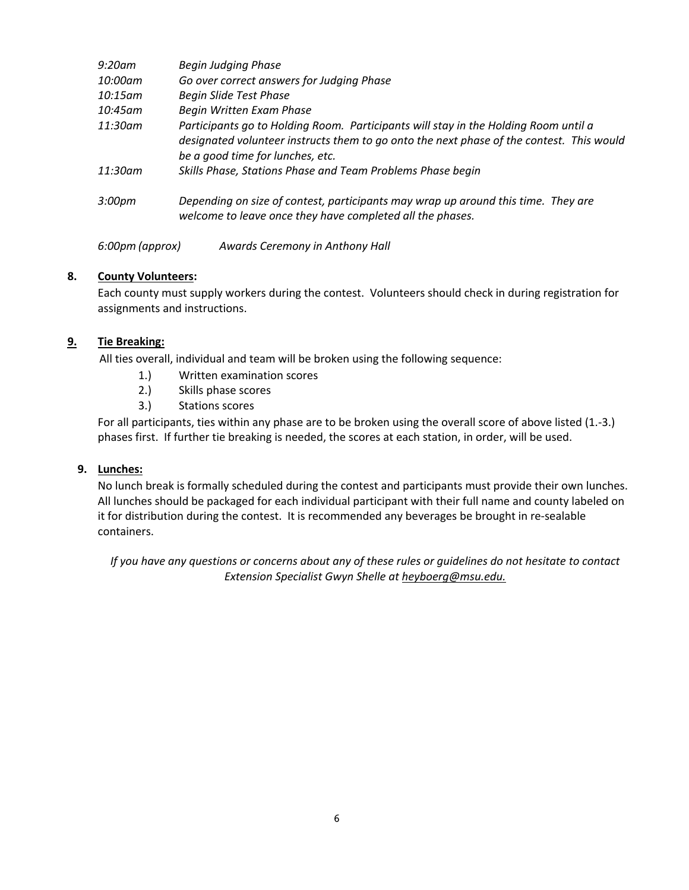*9:20am* *Begin Judging Phase*

*10:00am* *Go over correct answers for Judging Phase*

*10:15am* *Begin Slide Test Phase*

*10:45am* *Begin Written Exam Phase*

*11:30am* *Participants go to Holding Room. Participants will stay in the Holding Room until a designated volunteer instructs them to go onto the next phase of the contest. This would be a good time for lunches, etc.*

*11:30am* *Skills Phase, Stations Phase and Team Problems Phase begin*

*3:00pm* *Depending on size of contest, participants may wrap up around this time. They are welcome to leave once they have completed all the phases.*

*6:00pm (approx)* *Awards Ceremony in Anthony Hall*

**8. <u>County Volunteers</u>:**

Each county must supply workers during the contest. Volunteers should check in during registration for assignments and instructions.

**<u>9.</u> <u>Tie Breaking:</u>**

All ties overall, individual and team will be broken using the following sequence:

1.) Written examination scores
2.) Skills phase scores
3.) Stations scores

For all participants, ties within any phase are to be broken using the overall score of above listed (1.-3.) phases first. If further tie breaking is needed, the scores at each station, in order, will be used.

**9. <u>Lunches:</u>**

No lunch break is formally scheduled during the contest and participants must provide their own lunches. All lunches should be packaged for each individual participant with their full name and county labeled on it for distribution during the contest. It is recommended any beverages be brought in re-sealable containers.

*If you have any questions or concerns about any of these rules or guidelines do not hesitate to contact Extension Specialist Gwyn Shelle at heyboerg@msu.edu.*